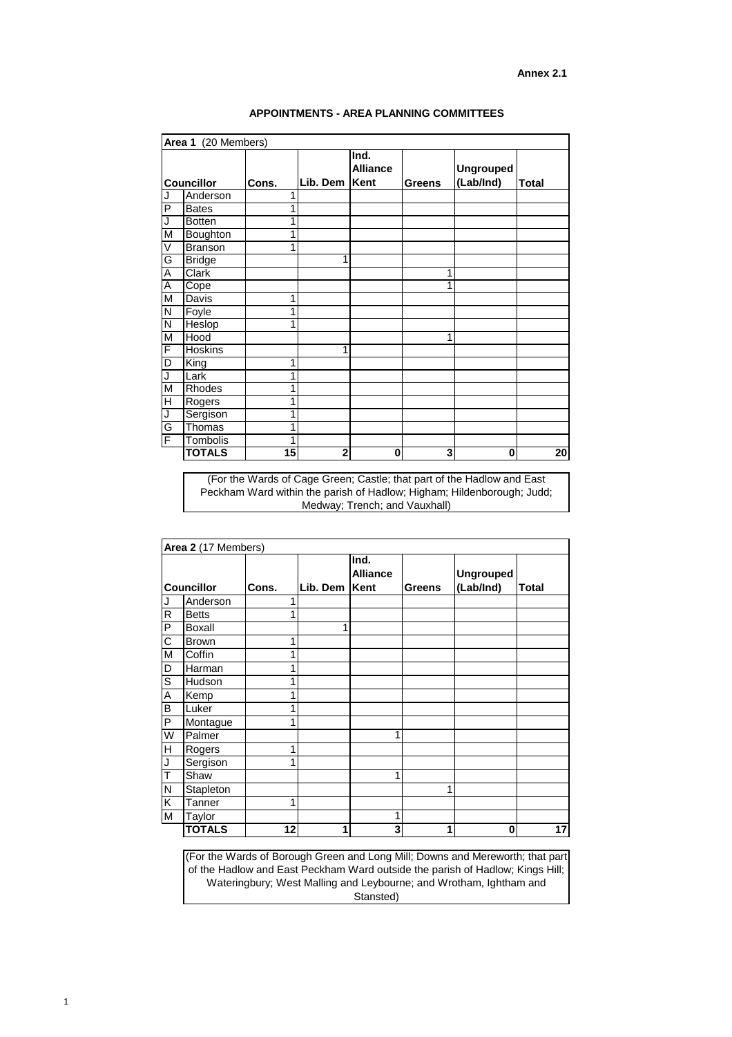**Annex 2.1**

## APPOINTMENTS - AREA PLANNING COMMITTEES

| **Area 1** (20 Members) | | | | | | | |
|---|---|---|---|---|---|---|---|
| **Councillor** | | **Cons.** | **Lib. Dem** | **Ind. Alliance Kent** | **Greens** | **Ungrouped (Lab/Ind)** | **Total** |
| J | Anderson | 1 | | | | | |
| P | Bates | 1 | | | | | |
| J | Botten | 1 | | | | | |
| M | Boughton | 1 | | | | | |
| V | Branson | 1 | | | | | |
| G | Bridge | | 1 | | | | |
| A | Clark | | | | 1 | | |
| A | Cope | | | | 1 | | |
| M | Davis | 1 | | | | | |
| N | Foyle | 1 | | | | | |
| N | Heslop | 1 | | | | | |
| M | Hood | | | | 1 | | |
| F | Hoskins | | 1 | | | | |
| D | King | 1 | | | | | |
| J | Lark | 1 | | | | | |
| M | Rhodes | 1 | | | | | |
| H | Rogers | 1 | | | | | |
| J | Sergison | 1 | | | | | |
| G | Thomas | 1 | | | | | |
| F | Tombolis | 1 | | | | | |
| | **TOTALS** | **15** | **2** | **0** | **3** | **0** | **20** |

(For the Wards of Cage Green; Castle; that part of the Hadlow and East Peckham Ward within the parish of Hadlow; Higham; Hildenborough; Judd; Medway; Trench; and Vauxhall)

| **Area 2** (17 Members) | | | | | | | |
|---|---|---|---|---|---|---|---|
| **Councillor** | | **Cons.** | **Lib. Dem** | **Ind. Alliance Kent** | **Greens** | **Ungrouped (Lab/Ind)** | **Total** |
| J | Anderson | 1 | | | | | |
| R | Betts | 1 | | | | | |
| P | Boxall | | 1 | | | | |
| C | Brown | 1 | | | | | |
| M | Coffin | 1 | | | | | |
| D | Harman | 1 | | | | | |
| S | Hudson | 1 | | | | | |
| A | Kemp | 1 | | | | | |
| B | Luker | 1 | | | | | |
| P | Montague | 1 | | | | | |
| W | Palmer | | | 1 | | | |
| H | Rogers | 1 | | | | | |
| J | Sergison | 1 | | | | | |
| T | Shaw | | | 1 | | | |
| N | Stapleton | | | | 1 | | |
| K | Tanner | 1 | | | | | |
| M | Taylor | | | 1 | | | |
| | **TOTALS** | **12** | **1** | **3** | **1** | **0** | **17** |

(For the Wards of Borough Green and Long Mill; Downs and Mereworth; that part of the Hadlow and East Peckham Ward outside the parish of Hadlow; Kings Hill; Wateringbury; West Malling and Leybourne; and Wrotham, Ightham and Stansted)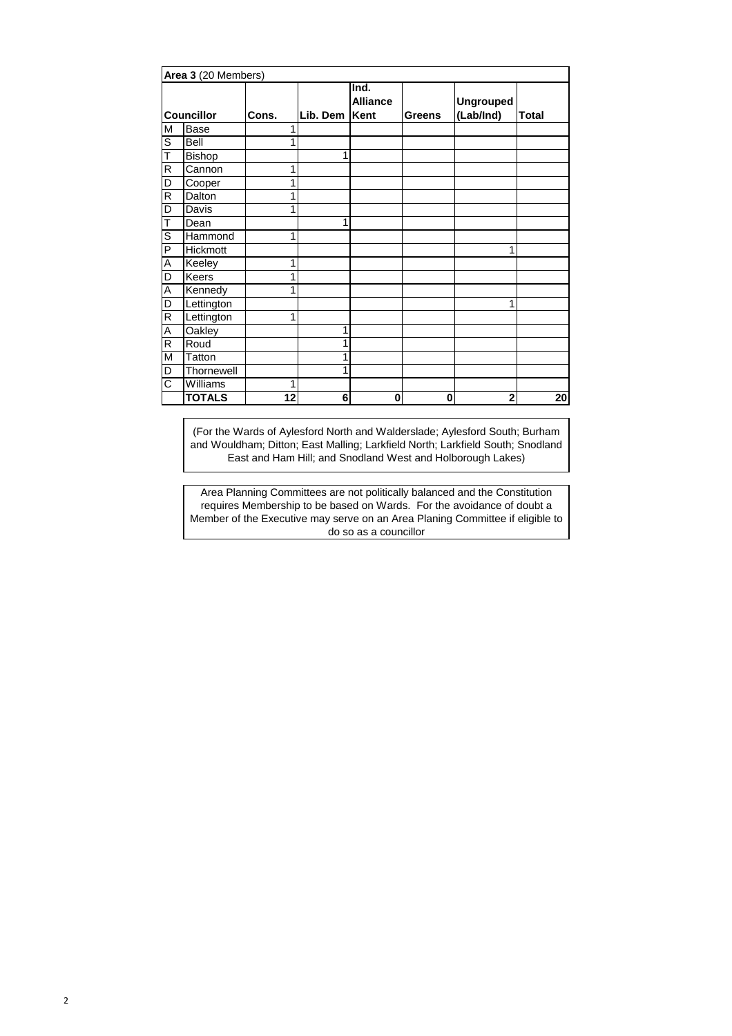| Area 3 (20 Members) | | | | | | | |
|---|---|---|---|---|---|---|---|
| **Councillor** | | **Cons.** | **Lib. Dem** | **Ind. Alliance Kent** | **Greens** | **Ungrouped (Lab/Ind)** | **Total** |
| M | Base | 1 | | | | | |
| S | Bell | 1 | | | | | |
| T | Bishop | | 1 | | | | |
| R | Cannon | 1 | | | | | |
| D | Cooper | 1 | | | | | |
| R | Dalton | 1 | | | | | |
| D | Davis | 1 | | | | | |
| T | Dean | | 1 | | | | |
| S | Hammond | 1 | | | | | |
| P | Hickmott | | | | | 1 | |
| A | Keeley | 1 | | | | | |
| D | Keers | 1 | | | | | |
| A | Kennedy | 1 | | | | | |
| D | Lettington | | | | | 1 | |
| R | Lettington | 1 | | | | | |
| A | Oakley | | 1 | | | | |
| R | Roud | | 1 | | | | |
| M | Tatton | | 1 | | | | |
| D | Thornewell | | 1 | | | | |
| C | Williams | 1 | | | | | |
| | **TOTALS** | **12** | **6** | **0** | **0** | **2** | **20** |

(For the Wards of Aylesford North and Walderslade; Aylesford South; Burham and Wouldham; Ditton; East Malling; Larkfield North; Larkfield South; Snodland East and Ham Hill; and Snodland West and Holborough Lakes)

Area Planning Committees are not politically balanced and the Constitution requires Membership to be based on Wards. For the avoidance of doubt a Member of the Executive may serve on an Area Planing Committee if eligible to do so as a councillor